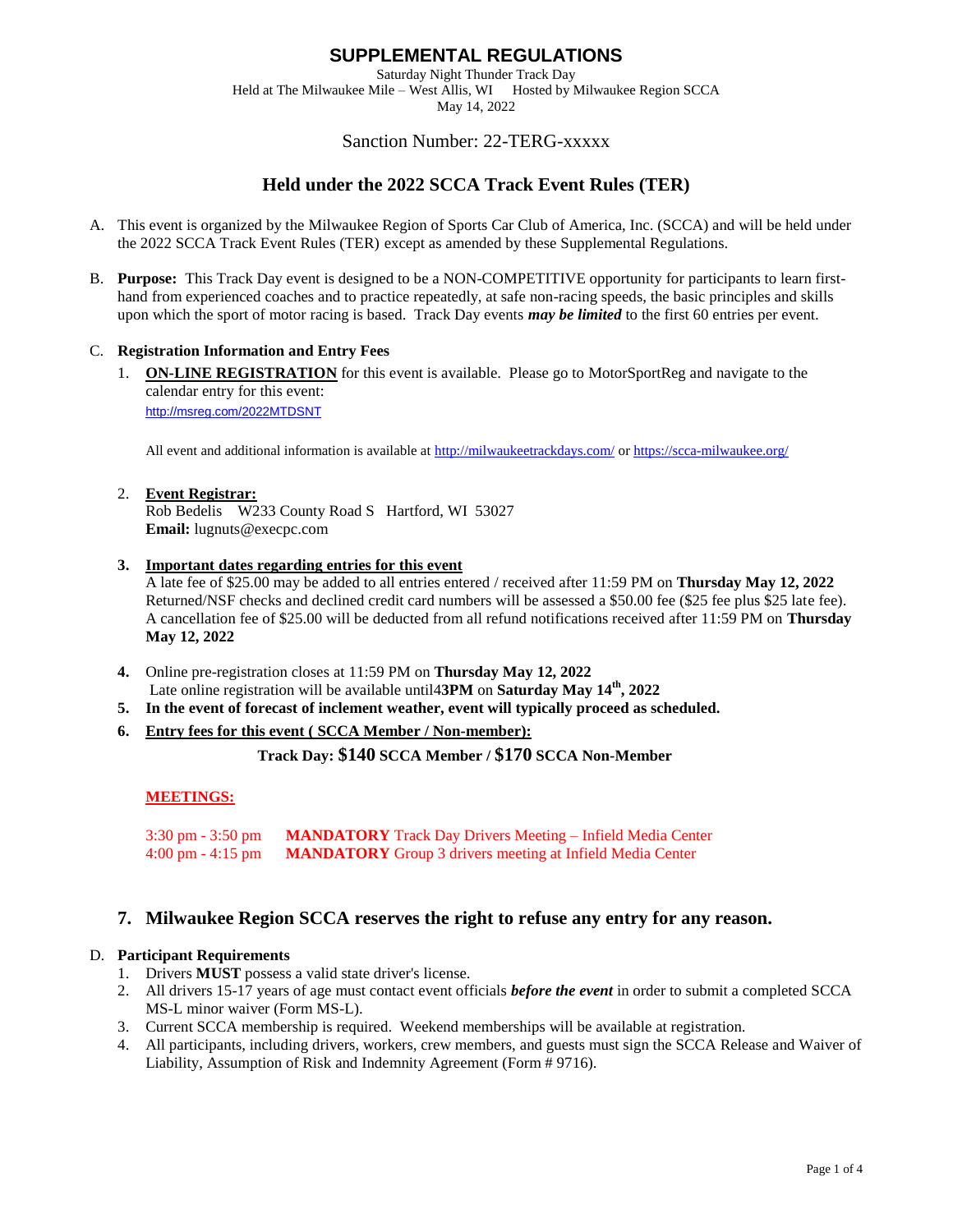# SUPPLEMENTAL REGULATIONS

Saturday Night Thunder Track Day
Held at The Milwaukee Mile – West Allis, WI     Hosted by Milwaukee Region SCCA
May 14, 2022

Sanction Number: 22-TERG-xxxxx

## Held under the 2022 SCCA Track Event Rules (TER)

A. This event is organized by the Milwaukee Region of Sports Car Club of America, Inc. (SCCA) and will be held under the 2022 SCCA Track Event Rules (TER) except as amended by these Supplemental Regulations.

B. **Purpose:** This Track Day event is designed to be a NON-COMPETITIVE opportunity for participants to learn first-hand from experienced coaches and to practice repeatedly, at safe non-racing speeds, the basic principles and skills upon which the sport of motor racing is based. Track Day events ***may be limited*** to the first 60 entries per event.

C. **Registration Information and Entry Fees**

1. **ON-LINE REGISTRATION** for this event is available. Please go to MotorSportReg and navigate to the calendar entry for this event:
   http://msreg.com/2022MTDSNT

   All event and additional information is available at http://milwaukeetrackdays.com/ or https://scca-milwaukee.org/

2. **Event Registrar:**
   Rob Bedelis    W233 County Road S   Hartford, WI  53027
   **Email:** lugnuts@execpc.com

3. **Important dates regarding entries for this event**
   A late fee of $25.00 may be added to all entries entered / received after 11:59 PM on **Thursday May 12, 2022**
   Returned/NSF checks and declined credit card numbers will be assessed a $50.00 fee ($25 fee plus $25 late fee).
   A cancellation fee of $25.00 will be deducted from all refund notifications received after 11:59 PM on **Thursday May 12, 2022**

4. Online pre-registration closes at 11:59 PM on **Thursday May 12, 2022**
   Late online registration will be available until4**3PM** on **Saturday May 14th, 2022**

5. **In the event of forecast of inclement weather, event will typically proceed as scheduled.**

6. **Entry fees for this event ( SCCA Member / Non-member):**

   **Track Day: $140 SCCA Member / $170 SCCA Non-Member**

   **MEETINGS:**

   3:30 pm - 3:50 pm    **MANDATORY** Track Day Drivers Meeting – Infield Media Center
   4:00 pm - 4:15 pm    **MANDATORY** Group 3 drivers meeting at Infield Media Center

7. **Milwaukee Region SCCA reserves the right to refuse any entry for any reason.**

D. **Participant Requirements**

1. Drivers **MUST** possess a valid state driver's license.
2. All drivers 15-17 years of age must contact event officials ***before the event*** in order to submit a completed SCCA MS-L minor waiver (Form MS-L).
3. Current SCCA membership is required. Weekend memberships will be available at registration.
4. All participants, including drivers, workers, crew members, and guests must sign the SCCA Release and Waiver of Liability, Assumption of Risk and Indemnity Agreement (Form # 9716).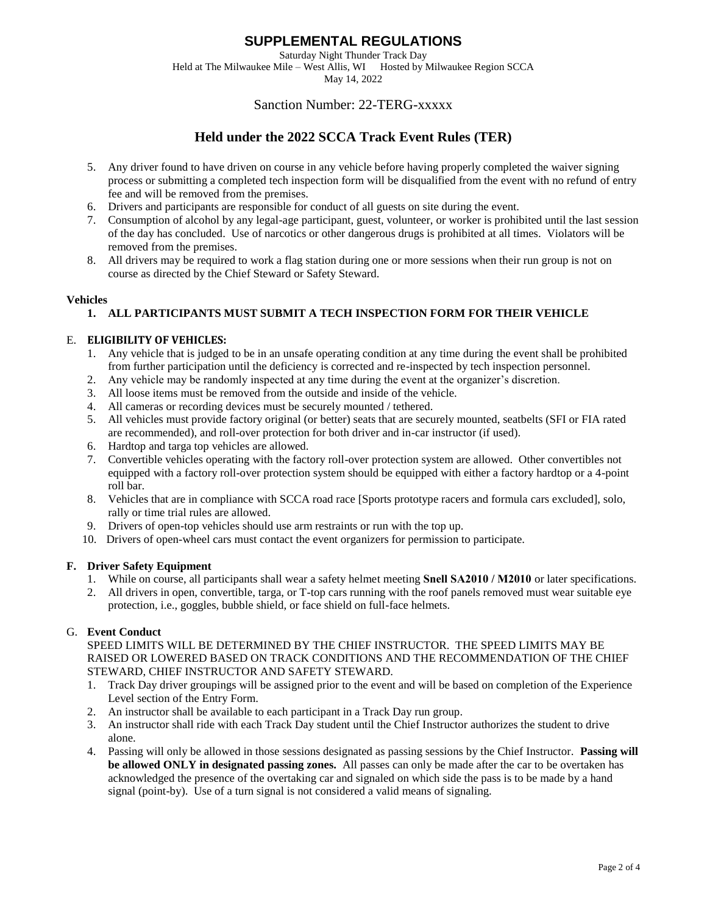# SUPPLEMENTAL REGULATIONS

Saturday Night Thunder Track Day
Held at The Milwaukee Mile – West Allis, WI     Hosted by Milwaukee Region SCCA
May 14, 2022

Sanction Number: 22-TERG-xxxxx

## Held under the 2022 SCCA Track Event Rules (TER)

5. Any driver found to have driven on course in any vehicle before having properly completed the waiver signing process or submitting a completed tech inspection form will be disqualified from the event with no refund of entry fee and will be removed from the premises.
6. Drivers and participants are responsible for conduct of all guests on site during the event.
7. Consumption of alcohol by any legal-age participant, guest, volunteer, or worker is prohibited until the last session of the day has concluded. Use of narcotics or other dangerous drugs is prohibited at all times. Violators will be removed from the premises.
8. All drivers may be required to work a flag station during one or more sessions when their run group is not on course as directed by the Chief Steward or Safety Steward.

**Vehicles**

1. **ALL PARTICIPANTS MUST SUBMIT A TECH INSPECTION FORM FOR THEIR VEHICLE**

E. **ELIGIBILITY OF VEHICLES:**

1. Any vehicle that is judged to be in an unsafe operating condition at any time during the event shall be prohibited from further participation until the deficiency is corrected and re-inspected by tech inspection personnel.
2. Any vehicle may be randomly inspected at any time during the event at the organizer's discretion.
3. All loose items must be removed from the outside and inside of the vehicle.
4. All cameras or recording devices must be securely mounted / tethered.
5. All vehicles must provide factory original (or better) seats that are securely mounted, seatbelts (SFI or FIA rated are recommended), and roll-over protection for both driver and in-car instructor (if used).
6. Hardtop and targa top vehicles are allowed.
7. Convertible vehicles operating with the factory roll-over protection system are allowed. Other convertibles not equipped with a factory roll-over protection system should be equipped with either a factory hardtop or a 4-point roll bar.
8. Vehicles that are in compliance with SCCA road race [Sports prototype racers and formula cars excluded], solo, rally or time trial rules are allowed.
9. Drivers of open-top vehicles should use arm restraints or run with the top up.
10. Drivers of open-wheel cars must contact the event organizers for permission to participate.

**F. Driver Safety Equipment**

1. While on course, all participants shall wear a safety helmet meeting **Snell SA2010 / M2010** or later specifications.
2. All drivers in open, convertible, targa, or T-top cars running with the roof panels removed must wear suitable eye protection, i.e., goggles, bubble shield, or face shield on full-face helmets.

G. **Event Conduct**

SPEED LIMITS WILL BE DETERMINED BY THE CHIEF INSTRUCTOR. THE SPEED LIMITS MAY BE RAISED OR LOWERED BASED ON TRACK CONDITIONS AND THE RECOMMENDATION OF THE CHIEF STEWARD, CHIEF INSTRUCTOR AND SAFETY STEWARD.

1. Track Day driver groupings will be assigned prior to the event and will be based on completion of the Experience Level section of the Entry Form.
2. An instructor shall be available to each participant in a Track Day run group.
3. An instructor shall ride with each Track Day student until the Chief Instructor authorizes the student to drive alone.
4. Passing will only be allowed in those sessions designated as passing sessions by the Chief Instructor. **Passing will be allowed ONLY in designated passing zones.** All passes can only be made after the car to be overtaken has acknowledged the presence of the overtaking car and signaled on which side the pass is to be made by a hand signal (point-by). Use of a turn signal is not considered a valid means of signaling.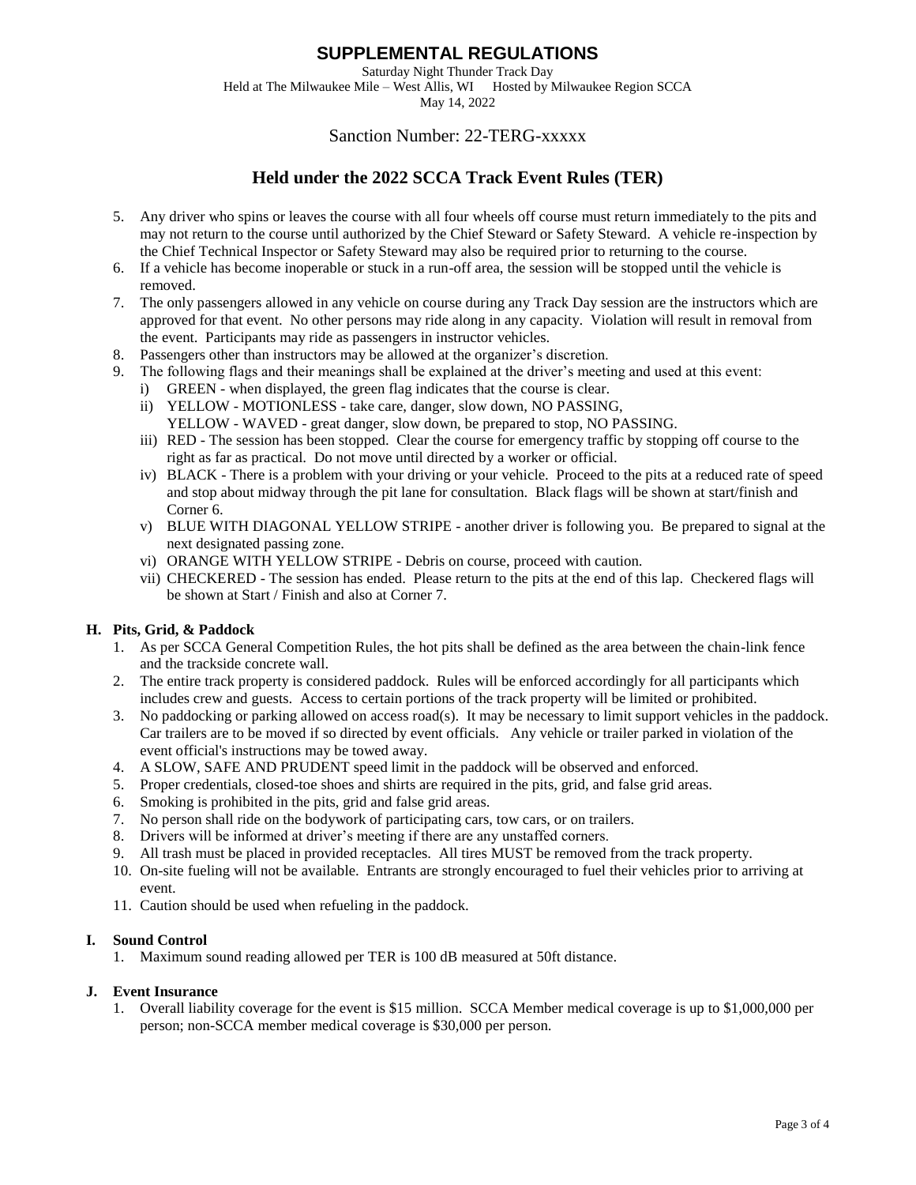# SUPPLEMENTAL REGULATIONS

Saturday Night Thunder Track Day
Held at The Milwaukee Mile – West Allis, WI Hosted by Milwaukee Region SCCA
May 14, 2022

Sanction Number: 22-TERG-xxxxx

## Held under the 2022 SCCA Track Event Rules (TER)

5. Any driver who spins or leaves the course with all four wheels off course must return immediately to the pits and may not return to the course until authorized by the Chief Steward or Safety Steward. A vehicle re-inspection by the Chief Technical Inspector or Safety Steward may also be required prior to returning to the course.
6. If a vehicle has become inoperable or stuck in a run-off area, the session will be stopped until the vehicle is removed.
7. The only passengers allowed in any vehicle on course during any Track Day session are the instructors which are approved for that event. No other persons may ride along in any capacity. Violation will result in removal from the event. Participants may ride as passengers in instructor vehicles.
8. Passengers other than instructors may be allowed at the organizer's discretion.
9. The following flags and their meanings shall be explained at the driver's meeting and used at this event:
   i) GREEN - when displayed, the green flag indicates that the course is clear.
   ii) YELLOW - MOTIONLESS - take care, danger, slow down, NO PASSING,
   YELLOW - WAVED - great danger, slow down, be prepared to stop, NO PASSING.
   iii) RED - The session has been stopped. Clear the course for emergency traffic by stopping off course to the right as far as practical. Do not move until directed by a worker or official.
   iv) BLACK - There is a problem with your driving or your vehicle. Proceed to the pits at a reduced rate of speed and stop about midway through the pit lane for consultation. Black flags will be shown at start/finish and Corner 6.
   v) BLUE WITH DIAGONAL YELLOW STRIPE - another driver is following you. Be prepared to signal at the next designated passing zone.
   vi) ORANGE WITH YELLOW STRIPE - Debris on course, proceed with caution.
   vii) CHECKERED - The session has ended. Please return to the pits at the end of this lap. Checkered flags will be shown at Start / Finish and also at Corner 7.

### H. Pits, Grid, & Paddock

1. As per SCCA General Competition Rules, the hot pits shall be defined as the area between the chain-link fence and the trackside concrete wall.
2. The entire track property is considered paddock. Rules will be enforced accordingly for all participants which includes crew and guests. Access to certain portions of the track property will be limited or prohibited.
3. No paddocking or parking allowed on access road(s). It may be necessary to limit support vehicles in the paddock. Car trailers are to be moved if so directed by event officials. Any vehicle or trailer parked in violation of the event official's instructions may be towed away.
4. A SLOW, SAFE AND PRUDENT speed limit in the paddock will be observed and enforced.
5. Proper credentials, closed-toe shoes and shirts are required in the pits, grid, and false grid areas.
6. Smoking is prohibited in the pits, grid and false grid areas.
7. No person shall ride on the bodywork of participating cars, tow cars, or on trailers.
8. Drivers will be informed at driver's meeting if there are any unstaffed corners.
9. All trash must be placed in provided receptacles. All tires MUST be removed from the track property.
10. On-site fueling will not be available. Entrants are strongly encouraged to fuel their vehicles prior to arriving at event.
11. Caution should be used when refueling in the paddock.

### I. Sound Control

1. Maximum sound reading allowed per TER is 100 dB measured at 50ft distance.

### J. Event Insurance

1. Overall liability coverage for the event is $15 million. SCCA Member medical coverage is up to $1,000,000 per person; non-SCCA member medical coverage is $30,000 per person.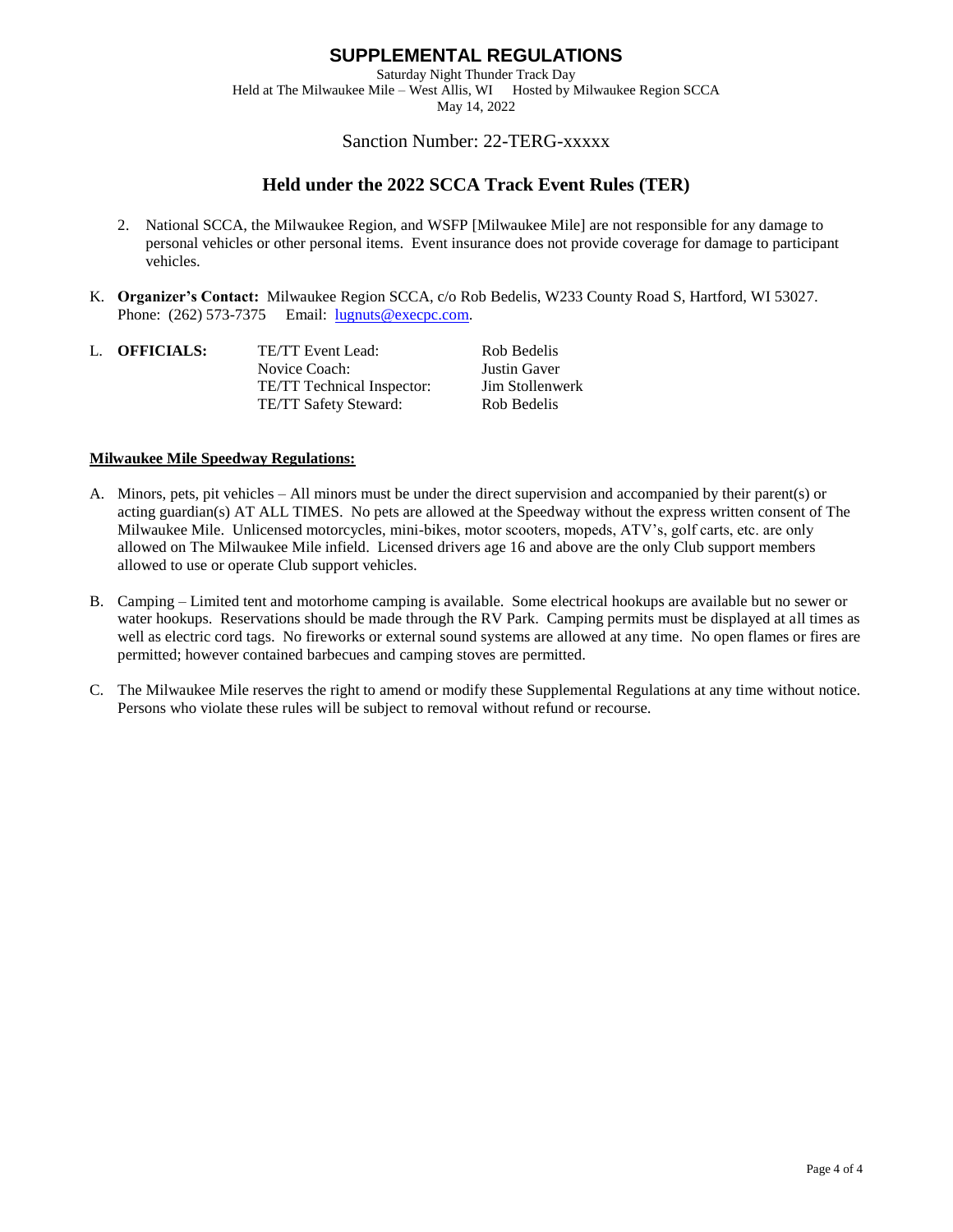# SUPPLEMENTAL REGULATIONS

Saturday Night Thunder Track Day
Held at The Milwaukee Mile – West Allis, WI Hosted by Milwaukee Region SCCA
May 14, 2022

Sanction Number: 22-TERG-xxxxx

## Held under the 2022 SCCA Track Event Rules (TER)

2. National SCCA, the Milwaukee Region, and WSFP [Milwaukee Mile] are not responsible for any damage to personal vehicles or other personal items. Event insurance does not provide coverage for damage to participant vehicles.

K. **Organizer's Contact:** Milwaukee Region SCCA, c/o Rob Bedelis, W233 County Road S, Hartford, WI 53027. Phone: (262) 573-7375 Email: lugnuts@execpc.com.

L. **OFFICIALS:**

| | |
|---|---|
| TE/TT Event Lead: | Rob Bedelis |
| Novice Coach: | Justin Gaver |
| TE/TT Technical Inspector: | Jim Stollenwerk |
| TE/TT Safety Steward: | Rob Bedelis |

**Milwaukee Mile Speedway Regulations:**

A. Minors, pets, pit vehicles – All minors must be under the direct supervision and accompanied by their parent(s) or acting guardian(s) AT ALL TIMES. No pets are allowed at the Speedway without the express written consent of The Milwaukee Mile. Unlicensed motorcycles, mini-bikes, motor scooters, mopeds, ATV's, golf carts, etc. are only allowed on The Milwaukee Mile infield. Licensed drivers age 16 and above are the only Club support members allowed to use or operate Club support vehicles.

B. Camping – Limited tent and motorhome camping is available. Some electrical hookups are available but no sewer or water hookups. Reservations should be made through the RV Park. Camping permits must be displayed at all times as well as electric cord tags. No fireworks or external sound systems are allowed at any time. No open flames or fires are permitted; however contained barbecues and camping stoves are permitted.

C. The Milwaukee Mile reserves the right to amend or modify these Supplemental Regulations at any time without notice. Persons who violate these rules will be subject to removal without refund or recourse.